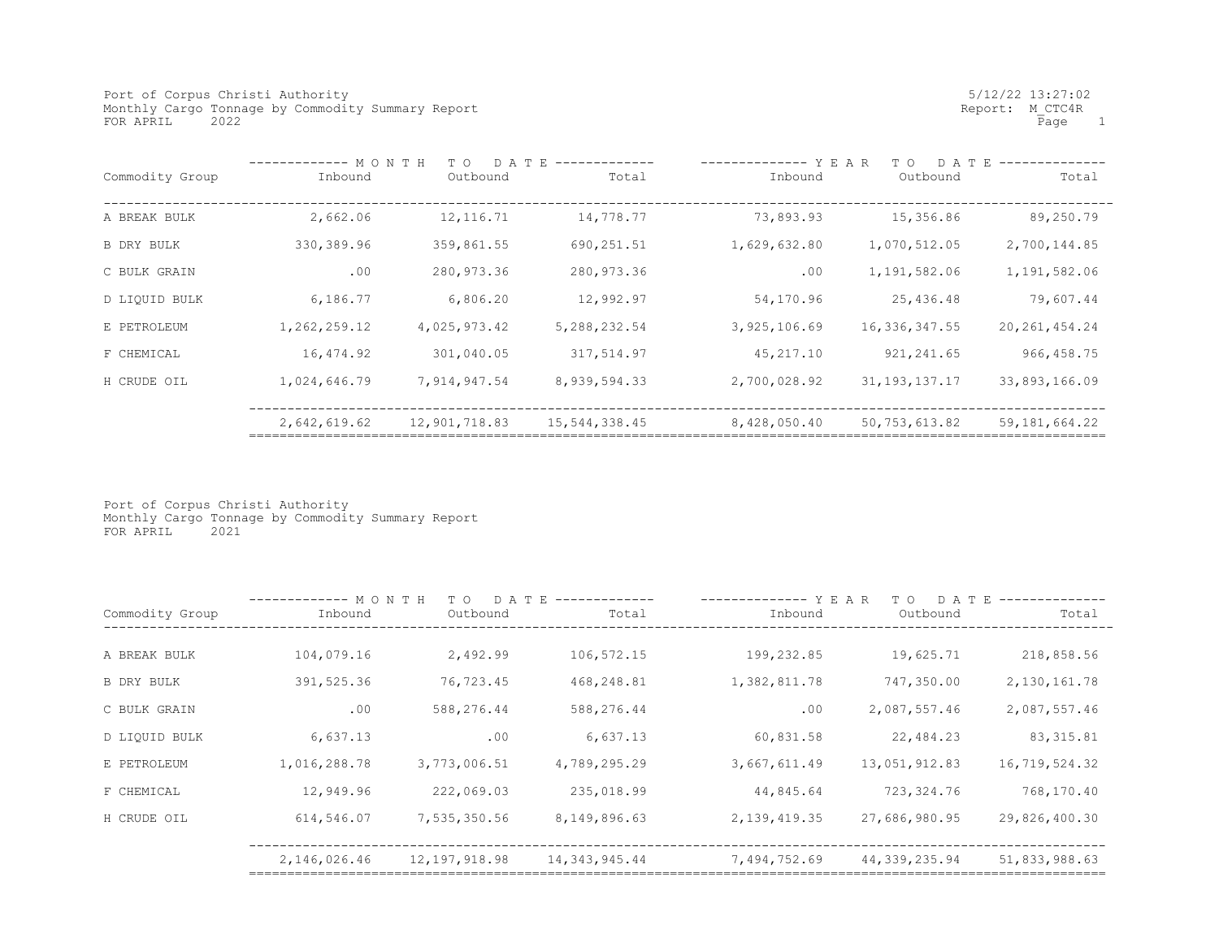Port of Corpus Christi Authority
Monthly Cargo Tonnage by Commodity Summary Report
FOR APRIL 2022

5/12/22 13:27:02
Report: M_CTC4R

| Commodity Group | MONTH TO DATE | | | YEAR TO DATE | | |
|---|---|---|---|---|---|---|
| | Inbound | Outbound | Total | Inbound | Outbound | Total |
| A BREAK BULK | 2,662.06 | 12,116.71 | 14,778.77 | 73,893.93 | 15,356.86 | 89,250.79 |
| B DRY BULK | 330,389.96 | 359,861.55 | 690,251.51 | 1,629,632.80 | 1,070,512.05 | 2,700,144.85 |
| C BULK GRAIN | .00 | 280,973.36 | 280,973.36 | .00 | 1,191,582.06 | 1,191,582.06 |
| D LIQUID BULK | 6,186.77 | 6,806.20 | 12,992.97 | 54,170.96 | 25,436.48 | 79,607.44 |
| E PETROLEUM | 1,262,259.12 | 4,025,973.42 | 5,288,232.54 | 3,925,106.69 | 16,336,347.55 | 20,261,454.24 |
| F CHEMICAL | 16,474.92 | 301,040.05 | 317,514.97 | 45,217.10 | 921,241.65 | 966,458.75 |
| H CRUDE OIL | 1,024,646.79 | 7,914,947.54 | 8,939,594.33 | 2,700,028.92 | 31,193,137.17 | 33,893,166.09 |
| | 2,642,619.62 | 12,901,718.83 | 15,544,338.45 | 8,428,050.40 | 50,753,613.82 | 59,181,664.22 |

Port of Corpus Christi Authority
Monthly Cargo Tonnage by Commodity Summary Report
FOR APRIL 2021

| Commodity Group | MONTH TO DATE | | | YEAR TO DATE | | |
|---|---|---|---|---|---|---|
| | Inbound | Outbound | Total | Inbound | Outbound | Total |
| A BREAK BULK | 104,079.16 | 2,492.99 | 106,572.15 | 199,232.85 | 19,625.71 | 218,858.56 |
| B DRY BULK | 391,525.36 | 76,723.45 | 468,248.81 | 1,382,811.78 | 747,350.00 | 2,130,161.78 |
| C BULK GRAIN | .00 | 588,276.44 | 588,276.44 | .00 | 2,087,557.46 | 2,087,557.46 |
| D LIQUID BULK | 6,637.13 | .00 | 6,637.13 | 60,831.58 | 22,484.23 | 83,315.81 |
| E PETROLEUM | 1,016,288.78 | 3,773,006.51 | 4,789,295.29 | 3,667,611.49 | 13,051,912.83 | 16,719,524.32 |
| F CHEMICAL | 12,949.96 | 222,069.03 | 235,018.99 | 44,845.64 | 723,324.76 | 768,170.40 |
| H CRUDE OIL | 614,546.07 | 7,535,350.56 | 8,149,896.63 | 2,139,419.35 | 27,686,980.95 | 29,826,400.30 |
| | 2,146,026.46 | 12,197,918.98 | 14,343,945.44 | 7,494,752.69 | 44,339,235.94 | 51,833,988.63 |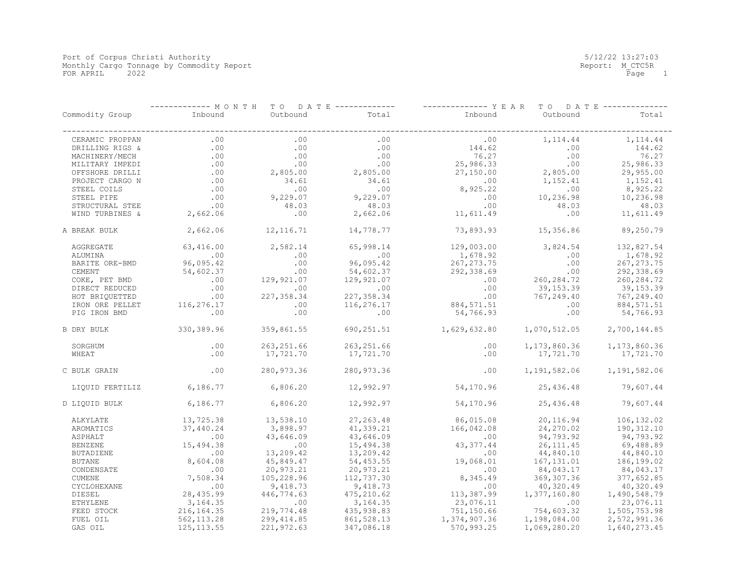Port of Corpus Christi Authority
Monthly Cargo Tonnage by Commodity Report
FOR APRIL 2022

5/12/22 13:27:03
Report: M_CTC5R

| Commodity Group | MONTH TO DATE Inbound | MONTH TO DATE Outbound | MONTH TO DATE Total | YEAR TO DATE Inbound | YEAR TO DATE Outbound | YEAR TO DATE Total |
|---|---|---|---|---|---|---|
| CERAMIC PROPPAN | .00 | .00 | .00 | .00 | 1,114.44 | 1,114.44 |
| DRILLING RIGS & | .00 | .00 | .00 | 144.62 | .00 | 144.62 |
| MACHINERY/MECH | .00 | .00 | .00 | 76.27 | .00 | 76.27 |
| MILITARY IMPEDI | .00 | .00 | .00 | 25,986.33 | .00 | 25,986.33 |
| OFFSHORE DRILLI | .00 | 2,805.00 | 2,805.00 | 27,150.00 | 2,805.00 | 29,955.00 |
| PROJECT CARGO N | .00 | 34.61 | 34.61 | .00 | 1,152.41 | 1,152.41 |
| STEEL COILS | .00 | .00 | .00 | 8,925.22 | .00 | 8,925.22 |
| STEEL PIPE | .00 | 9,229.07 | 9,229.07 | .00 | 10,236.98 | 10,236.98 |
| STRUCTURAL STEE | .00 | 48.03 | 48.03 | .00 | 48.03 | 48.03 |
| WIND TURBINES & | 2,662.06 | .00 | 2,662.06 | 11,611.49 | .00 | 11,611.49 |
| A BREAK BULK | 2,662.06 | 12,116.71 | 14,778.77 | 73,893.93 | 15,356.86 | 89,250.79 |
| AGGREGATE | 63,416.00 | 2,582.14 | 65,998.14 | 129,003.00 | 3,824.54 | 132,827.54 |
| ALUMINA | .00 | .00 | .00 | 1,678.92 | .00 | 1,678.92 |
| BARITE ORE-BMD | 96,095.42 | .00 | 96,095.42 | 267,273.75 | .00 | 267,273.75 |
| CEMENT | 54,602.37 | .00 | 54,602.37 | 292,338.69 | .00 | 292,338.69 |
| COKE, PET BMD | .00 | 129,921.07 | 129,921.07 | .00 | 260,284.72 | 260,284.72 |
| DIRECT REDUCED | .00 | .00 | .00 | .00 | 39,153.39 | 39,153.39 |
| HOT BRIQUETTED | .00 | 227,358.34 | 227,358.34 | .00 | 767,249.40 | 767,249.40 |
| IRON ORE PELLET | 116,276.17 | .00 | 116,276.17 | 884,571.51 | .00 | 884,571.51 |
| PIG IRON BMD | .00 | .00 | .00 | 54,766.93 | .00 | 54,766.93 |
| B DRY BULK | 330,389.96 | 359,861.55 | 690,251.51 | 1,629,632.80 | 1,070,512.05 | 2,700,144.85 |
| SORGHUM | .00 | 263,251.66 | 263,251.66 | .00 | 1,173,860.36 | 1,173,860.36 |
| WHEAT | .00 | 17,721.70 | 17,721.70 | .00 | 17,721.70 | 17,721.70 |
| C BULK GRAIN | .00 | 280,973.36 | 280,973.36 | .00 | 1,191,582.06 | 1,191,582.06 |
| LIQUID FERTILIZ | 6,186.77 | 6,806.20 | 12,992.97 | 54,170.96 | 25,436.48 | 79,607.44 |
| D LIQUID BULK | 6,186.77 | 6,806.20 | 12,992.97 | 54,170.96 | 25,436.48 | 79,607.44 |
| ALKYLATE | 13,725.38 | 13,538.10 | 27,263.48 | 86,015.08 | 20,116.94 | 106,132.02 |
| AROMATICS | 37,440.24 | 3,898.97 | 41,339.21 | 166,042.08 | 24,270.02 | 190,312.10 |
| ASPHALT | .00 | 43,646.09 | 43,646.09 | .00 | 94,793.92 | 94,793.92 |
| BENZENE | 15,494.38 | .00 | 15,494.38 | 43,377.44 | 26,111.45 | 69,488.89 |
| BUTADIENE | .00 | 13,209.42 | 13,209.42 | .00 | 44,840.10 | 44,840.10 |
| BUTANE | 8,604.08 | 45,849.47 | 54,453.55 | 19,068.01 | 167,131.01 | 186,199.02 |
| CONDENSATE | .00 | 20,973.21 | 20,973.21 | .00 | 84,043.17 | 84,043.17 |
| CUMENE | 7,508.34 | 105,228.96 | 112,737.30 | 8,345.49 | 369,307.36 | 377,652.85 |
| CYCLOHEXANE | .00 | 9,418.73 | 9,418.73 | .00 | 40,320.49 | 40,320.49 |
| DIESEL | 28,435.99 | 446,774.63 | 475,210.62 | 113,387.99 | 1,377,160.80 | 1,490,548.79 |
| ETHYLENE | 3,164.35 | .00 | 3,164.35 | 23,076.11 | .00 | 23,076.11 |
| FEED STOCK | 216,164.35 | 219,774.48 | 435,938.83 | 751,150.66 | 754,603.32 | 1,505,753.98 |
| FUEL OIL | 562,113.28 | 299,414.85 | 861,528.13 | 1,374,907.36 | 1,198,084.00 | 2,572,991.36 |
| GAS OIL | 125,113.55 | 221,972.63 | 347,086.18 | 570,993.25 | 1,069,280.20 | 1,640,273.45 |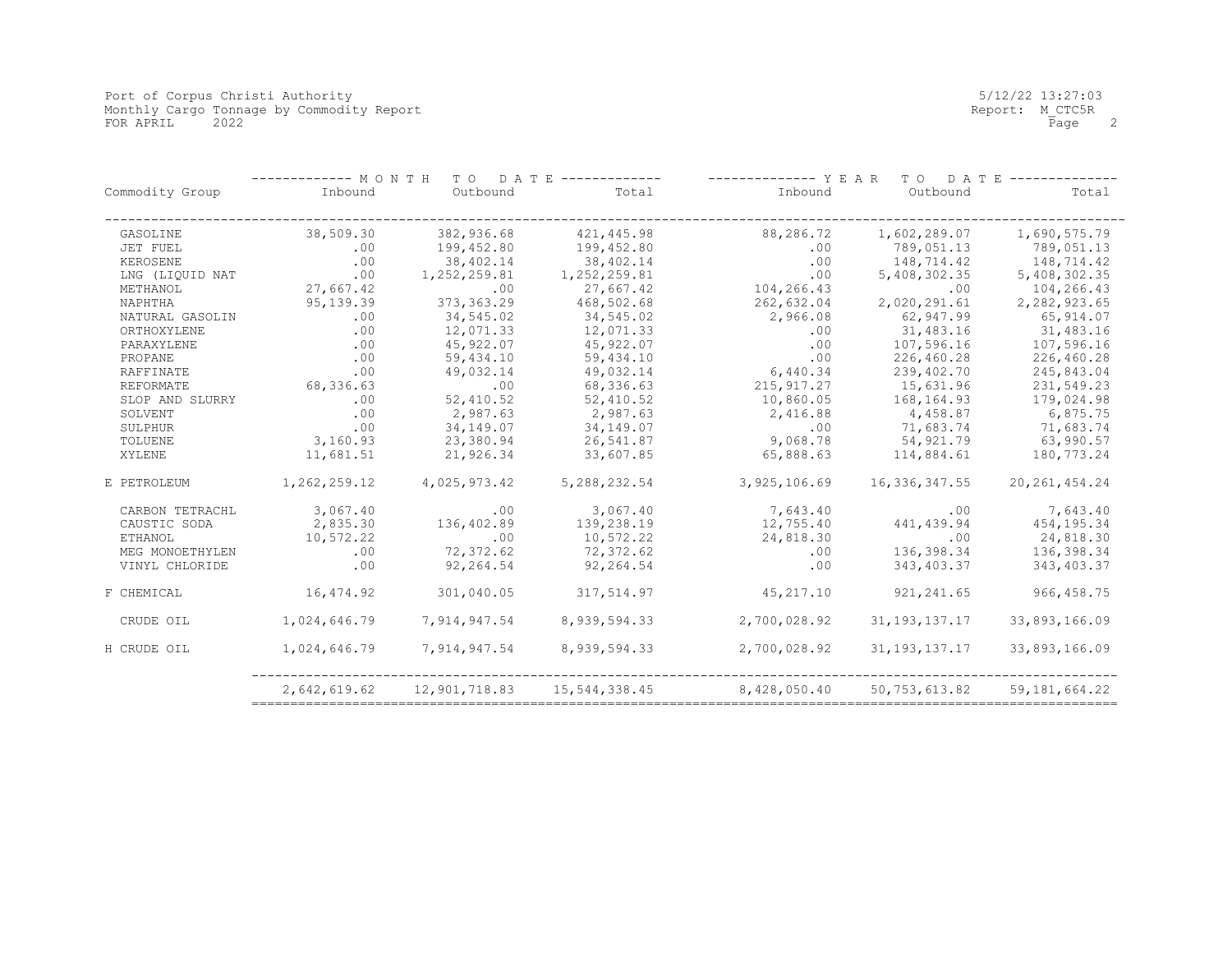Port of Corpus Christi Authority
Monthly Cargo Tonnage by Commodity Report
FOR APRIL 2022

5/12/22 13:27:03
Report: M_CTC5R

| Commodity Group | MONTH TO DATE Inbound | MONTH TO DATE Outbound | MONTH TO DATE Total | YEAR TO DATE Inbound | YEAR TO DATE Outbound | YEAR TO DATE Total |
|---|---|---|---|---|---|---|
| GASOLINE | 38,509.30 | 382,936.68 | 421,445.98 | 88,286.72 | 1,602,289.07 | 1,690,575.79 |
| JET FUEL | .00 | 199,452.80 | 199,452.80 | .00 | 789,051.13 | 789,051.13 |
| KEROSENE | .00 | 38,402.14 | 38,402.14 | .00 | 148,714.42 | 148,714.42 |
| LNG (LIQUID NAT | .00 | 1,252,259.81 | 1,252,259.81 | .00 | 5,408,302.35 | 5,408,302.35 |
| METHANOL | 27,667.42 | .00 | 27,667.42 | 104,266.43 | .00 | 104,266.43 |
| NAPHTHA | 95,139.39 | 373,363.29 | 468,502.68 | 262,632.04 | 2,020,291.61 | 2,282,923.65 |
| NATURAL GASOLIN | .00 | 34,545.02 | 34,545.02 | 2,966.08 | 62,947.99 | 65,914.07 |
| ORTHOXYLENE | .00 | 12,071.33 | 12,071.33 | .00 | 31,483.16 | 31,483.16 |
| PARAXYLENE | .00 | 45,922.07 | 45,922.07 | .00 | 107,596.16 | 107,596.16 |
| PROPANE | .00 | 59,434.10 | 59,434.10 | .00 | 226,460.28 | 226,460.28 |
| RAFFINATE | .00 | 49,032.14 | 49,032.14 | 6,440.34 | 239,402.70 | 245,843.04 |
| REFORMATE | 68,336.63 | .00 | 68,336.63 | 215,917.27 | 15,631.96 | 231,549.23 |
| SLOP AND SLURRY | .00 | 52,410.52 | 52,410.52 | 10,860.05 | 168,164.93 | 179,024.98 |
| SOLVENT | .00 | 2,987.63 | 2,987.63 | 2,416.88 | 4,458.87 | 6,875.75 |
| SULPHUR | .00 | 34,149.07 | 34,149.07 | .00 | 71,683.74 | 71,683.74 |
| TOLUENE | 3,160.93 | 23,380.94 | 26,541.87 | 9,068.78 | 54,921.79 | 63,990.57 |
| XYLENE | 11,681.51 | 21,926.34 | 33,607.85 | 65,888.63 | 114,884.61 | 180,773.24 |
| E PETROLEUM | 1,262,259.12 | 4,025,973.42 | 5,288,232.54 | 3,925,106.69 | 16,336,347.55 | 20,261,454.24 |
| CARBON TETRACHL | 3,067.40 | .00 | 3,067.40 | 7,643.40 | .00 | 7,643.40 |
| CAUSTIC SODA | 2,835.30 | 136,402.89 | 139,238.19 | 12,755.40 | 441,439.94 | 454,195.34 |
| ETHANOL | 10,572.22 | .00 | 10,572.22 | 24,818.30 | .00 | 24,818.30 |
| MEG MONOETHYLEN | .00 | 72,372.62 | 72,372.62 | .00 | 136,398.34 | 136,398.34 |
| VINYL CHLORIDE | .00 | 92,264.54 | 92,264.54 | .00 | 343,403.37 | 343,403.37 |
| F CHEMICAL | 16,474.92 | 301,040.05 | 317,514.97 | 45,217.10 | 921,241.65 | 966,458.75 |
| CRUDE OIL | 1,024,646.79 | 7,914,947.54 | 8,939,594.33 | 2,700,028.92 | 31,193,137.17 | 33,893,166.09 |
| H CRUDE OIL | 1,024,646.79 | 7,914,947.54 | 8,939,594.33 | 2,700,028.92 | 31,193,137.17 | 33,893,166.09 |
| | 2,642,619.62 | 12,901,718.83 | 15,544,338.45 | 8,428,050.40 | 50,753,613.82 | 59,181,664.22 |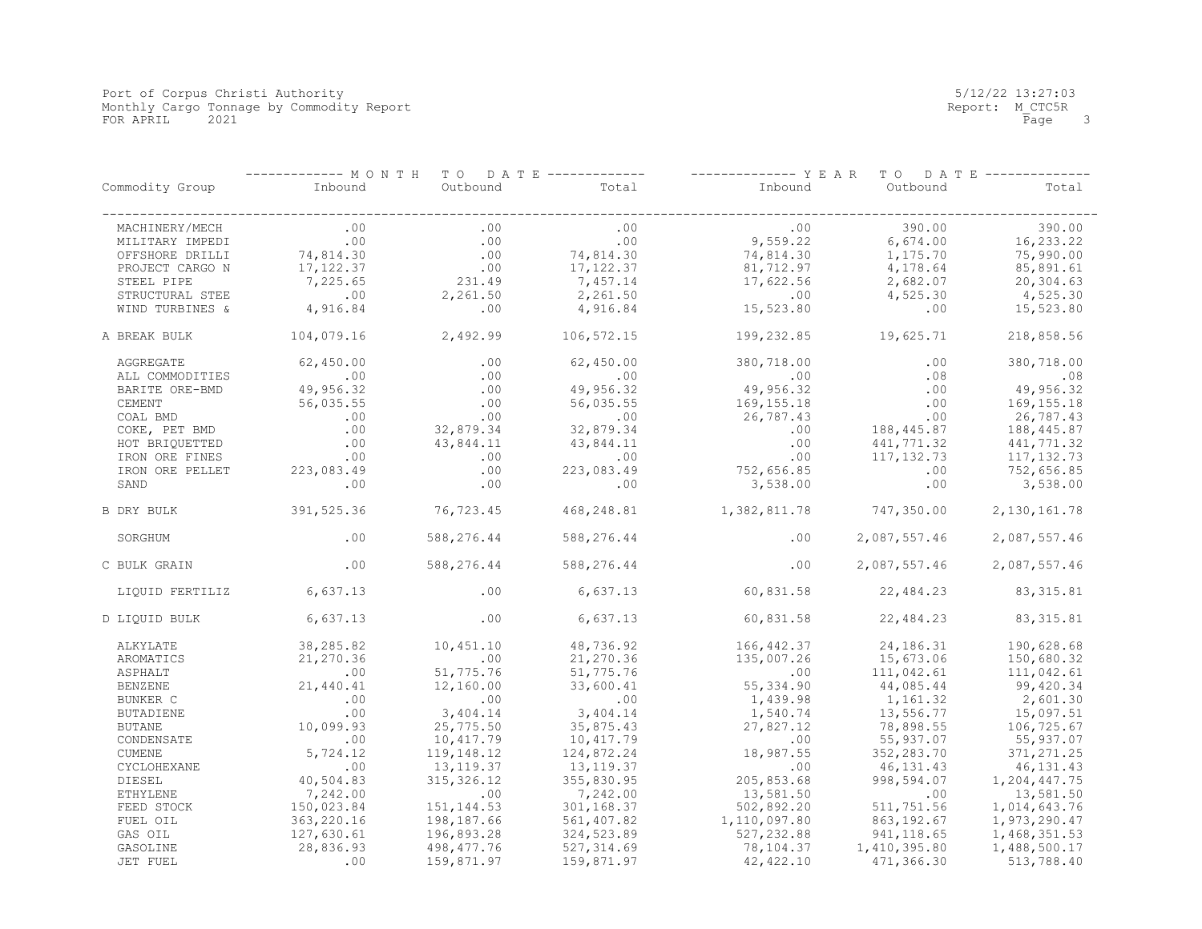Port of Corpus Christi Authority
Monthly Cargo Tonnage by Commodity Report
FOR APRIL 2021

5/12/22 13:27:03
Report: M_CTC5R

| Commodity Group | MONTH TO DATE Inbound | MONTH TO DATE Outbound | MONTH TO DATE Total | YEAR TO DATE Inbound | YEAR TO DATE Outbound | YEAR TO DATE Total |
|---|---|---|---|---|---|---|
| MACHINERY/MECH | .00 | .00 | .00 | .00 | 390.00 | 390.00 |
| MILITARY IMPEDI | .00 | .00 | .00 | 9,559.22 | 6,674.00 | 16,233.22 |
| OFFSHORE DRILLI | 74,814.30 | .00 | 74,814.30 | 74,814.30 | 1,175.70 | 75,990.00 |
| PROJECT CARGO N | 17,122.37 | .00 | 17,122.37 | 81,712.97 | 4,178.64 | 85,891.61 |
| STEEL PIPE | 7,225.65 | 231.49 | 7,457.14 | 17,622.56 | 2,682.07 | 20,304.63 |
| STRUCTURAL STEE | .00 | 2,261.50 | 2,261.50 | .00 | 4,525.30 | 4,525.30 |
| WIND TURBINES & | 4,916.84 | .00 | 4,916.84 | 15,523.80 | .00 | 15,523.80 |
| A BREAK BULK | 104,079.16 | 2,492.99 | 106,572.15 | 199,232.85 | 19,625.71 | 218,858.56 |
| AGGREGATE | 62,450.00 | .00 | 62,450.00 | 380,718.00 | .00 | 380,718.00 |
| ALL COMMODITIES | .00 | .00 | .00 | .00 | .08 | .08 |
| BARITE ORE-BMD | 49,956.32 | .00 | 49,956.32 | 49,956.32 | .00 | 49,956.32 |
| CEMENT | 56,035.55 | .00 | 56,035.55 | 169,155.18 | .00 | 169,155.18 |
| COAL BMD | .00 | .00 | .00 | 26,787.43 | .00 | 26,787.43 |
| COKE, PET BMD | .00 | 32,879.34 | 32,879.34 | .00 | 188,445.87 | 188,445.87 |
| HOT BRIQUETTED | .00 | 43,844.11 | 43,844.11 | .00 | 441,771.32 | 441,771.32 |
| IRON ORE FINES | .00 | .00 | .00 | .00 | 117,132.73 | 117,132.73 |
| IRON ORE PELLET | 223,083.49 | .00 | 223,083.49 | 752,656.85 | .00 | 752,656.85 |
| SAND | .00 | .00 | .00 | 3,538.00 | .00 | 3,538.00 |
| B DRY BULK | 391,525.36 | 76,723.45 | 468,248.81 | 1,382,811.78 | 747,350.00 | 2,130,161.78 |
| SORGHUM | .00 | 588,276.44 | 588,276.44 | .00 | 2,087,557.46 | 2,087,557.46 |
| C BULK GRAIN | .00 | 588,276.44 | 588,276.44 | .00 | 2,087,557.46 | 2,087,557.46 |
| LIQUID FERTILIZ | 6,637.13 | .00 | 6,637.13 | 60,831.58 | 22,484.23 | 83,315.81 |
| D LIQUID BULK | 6,637.13 | .00 | 6,637.13 | 60,831.58 | 22,484.23 | 83,315.81 |
| ALKYLATE | 38,285.82 | 10,451.10 | 48,736.92 | 166,442.37 | 24,186.31 | 190,628.68 |
| AROMATICS | 21,270.36 | .00 | 21,270.36 | 135,007.26 | 15,673.06 | 150,680.32 |
| ASPHALT | .00 | 51,775.76 | 51,775.76 | .00 | 111,042.61 | 111,042.61 |
| BENZENE | 21,440.41 | 12,160.00 | 33,600.41 | 55,334.90 | 44,085.44 | 99,420.34 |
| BUNKER C | .00 | .00 | .00 | 1,439.98 | 1,161.32 | 2,601.30 |
| BUTADIENE | .00 | 3,404.14 | 3,404.14 | 1,540.74 | 13,556.77 | 15,097.51 |
| BUTANE | 10,099.93 | 25,775.50 | 35,875.43 | 27,827.12 | 78,898.55 | 106,725.67 |
| CONDENSATE | .00 | 10,417.79 | 10,417.79 | .00 | 55,937.07 | 55,937.07 |
| CUMENE | 5,724.12 | 119,148.12 | 124,872.24 | 18,987.55 | 352,283.70 | 371,271.25 |
| CYCLOHEXANE | .00 | 13,119.37 | 13,119.37 | .00 | 46,131.43 | 46,131.43 |
| DIESEL | 40,504.83 | 315,326.12 | 355,830.95 | 205,853.68 | 998,594.07 | 1,204,447.75 |
| ETHYLENE | 7,242.00 | .00 | 7,242.00 | 13,581.50 | .00 | 13,581.50 |
| FEED STOCK | 150,023.84 | 151,144.53 | 301,168.37 | 502,892.20 | 511,751.56 | 1,014,643.76 |
| FUEL OIL | 363,220.16 | 198,187.66 | 561,407.82 | 1,110,097.80 | 863,192.67 | 1,973,290.47 |
| GAS OIL | 127,630.61 | 196,893.28 | 324,523.89 | 527,232.88 | 941,118.65 | 1,468,351.53 |
| GASOLINE | 28,836.93 | 498,477.76 | 527,314.69 | 78,104.37 | 1,410,395.80 | 1,488,500.17 |
| JET FUEL | .00 | 159,871.97 | 159,871.97 | 42,422.10 | 471,366.30 | 513,788.40 |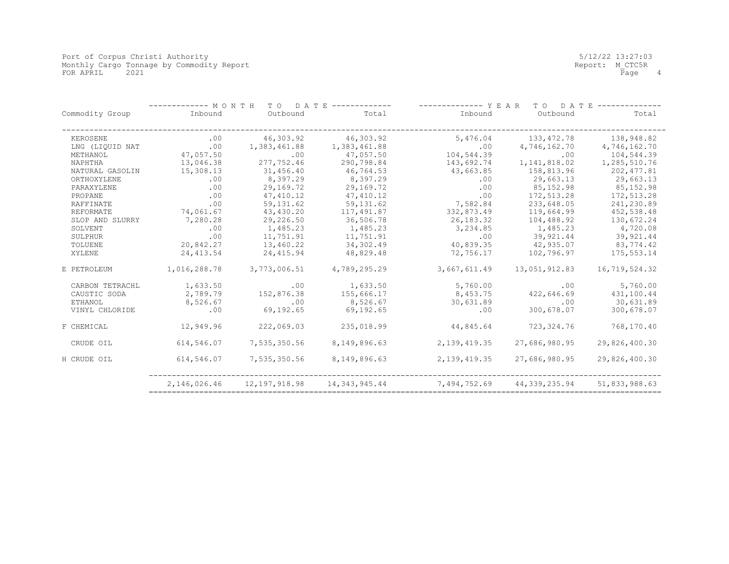Port of Corpus Christi Authority
Monthly Cargo Tonnage by Commodity Report
FOR APRIL 2021

5/12/22 13:27:03
Report: M_CTC5R

| Commodity Group | MONTH TO DATE Inbound | MONTH TO DATE Outbound | MONTH TO DATE Total | YEAR TO DATE Inbound | YEAR TO DATE Outbound | YEAR TO DATE Total |
|---|---|---|---|---|---|---|
| KEROSENE | .00 | 46,303.92 | 46,303.92 | 5,476.04 | 133,472.78 | 138,948.82 |
| LNG (LIQUID NAT | .00 | 1,383,461.88 | 1,383,461.88 | .00 | 4,746,162.70 | 4,746,162.70 |
| METHANOL | 47,057.50 | .00 | 47,057.50 | 104,544.39 | .00 | 104,544.39 |
| NAPHTHA | 13,046.38 | 277,752.46 | 290,798.84 | 143,692.74 | 1,141,818.02 | 1,285,510.76 |
| NATURAL GASOLIN | 15,308.13 | 31,456.40 | 46,764.53 | 43,663.85 | 158,813.96 | 202,477.81 |
| ORTHOXYLENE | .00 | 8,397.29 | 8,397.29 | .00 | 29,663.13 | 29,663.13 |
| PARAXYLENE | .00 | 29,169.72 | 29,169.72 | .00 | 85,152.98 | 85,152.98 |
| PROPANE | .00 | 47,410.12 | 47,410.12 | .00 | 172,513.28 | 172,513.28 |
| RAFFINATE | .00 | 59,131.62 | 59,131.62 | 7,582.84 | 233,648.05 | 241,230.89 |
| REFORMATE | 74,061.67 | 43,430.20 | 117,491.87 | 332,873.49 | 119,664.99 | 452,538.48 |
| SLOP AND SLURRY | 7,280.28 | 29,226.50 | 36,506.78 | 26,183.32 | 104,488.92 | 130,672.24 |
| SOLVENT | .00 | 1,485.23 | 1,485.23 | 3,234.85 | 1,485.23 | 4,720.08 |
| SULPHUR | .00 | 11,751.91 | 11,751.91 | .00 | 39,921.44 | 39,921.44 |
| TOLUENE | 20,842.27 | 13,460.22 | 34,302.49 | 40,839.35 | 42,935.07 | 83,774.42 |
| XYLENE | 24,413.54 | 24,415.94 | 48,829.48 | 72,756.17 | 102,796.97 | 175,553.14 |
| E PETROLEUM | 1,016,288.78 | 3,773,006.51 | 4,789,295.29 | 3,667,611.49 | 13,051,912.83 | 16,719,524.32 |
| CARBON TETRACHL | 1,633.50 | .00 | 1,633.50 | 5,760.00 | .00 | 5,760.00 |
| CAUSTIC SODA | 2,789.79 | 152,876.38 | 155,666.17 | 8,453.75 | 422,646.69 | 431,100.44 |
| ETHANOL | 8,526.67 | .00 | 8,526.67 | 30,631.89 | .00 | 30,631.89 |
| VINYL CHLORIDE | .00 | 69,192.65 | 69,192.65 | .00 | 300,678.07 | 300,678.07 |
| F CHEMICAL | 12,949.96 | 222,069.03 | 235,018.99 | 44,845.64 | 723,324.76 | 768,170.40 |
| CRUDE OIL | 614,546.07 | 7,535,350.56 | 8,149,896.63 | 2,139,419.35 | 27,686,980.95 | 29,826,400.30 |
| H CRUDE OIL | 614,546.07 | 7,535,350.56 | 8,149,896.63 | 2,139,419.35 | 27,686,980.95 | 29,826,400.30 |
| | 2,146,026.46 | 12,197,918.98 | 14,343,945.44 | 7,494,752.69 | 44,339,235.94 | 51,833,988.63 |